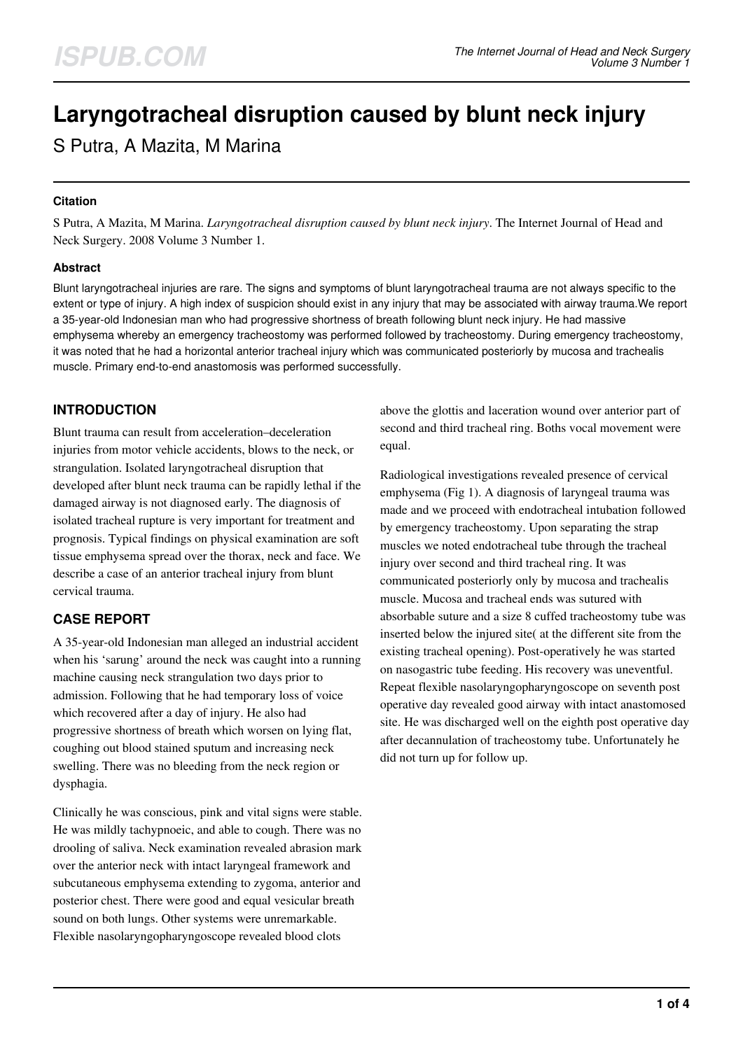# Laryngotracheal disruption caused by blunt neck injury

S Putra, A Mazita, M Marina

### Citation

S Putra, A Mazita, M Marina. *Laryngotracheal disruption caused by blunt neck injury*. The Internet Journal of Head and Neck Surgery. 2008 Volume 3 Number 1.

### Abstract

Blunt laryngotracheal injuries are rare. The signs and symptoms of blunt laryngotracheal trauma are not always specific to the extent or type of injury. A high index of suspicion should exist in any injury that may be associated with airway trauma.We report a 35-year-old Indonesian man who had progressive shortness of breath following blunt neck injury. He had massive emphysema whereby an emergency tracheostomy was performed followed by tracheostomy. During emergency tracheostomy, it was noted that he had a horizontal anterior tracheal injury which was communicated posteriorly by mucosa and trachealis muscle. Primary end-to-end anastomosis was performed successfully.

## INTRODUCTION

Blunt trauma can result from acceleration–deceleration injuries from motor vehicle accidents, blows to the neck, or strangulation. Isolated laryngotracheal disruption that developed after blunt neck trauma can be rapidly lethal if the damaged airway is not diagnosed early. The diagnosis of isolated tracheal rupture is very important for treatment and prognosis. Typical findings on physical examination are soft tissue emphysema spread over the thorax, neck and face. We describe a case of an anterior tracheal injury from blunt cervical trauma.

## CASE REPORT

A 35-year-old Indonesian man alleged an industrial accident when his 'sarung' around the neck was caught into a running machine causing neck strangulation two days prior to admission. Following that he had temporary loss of voice which recovered after a day of injury. He also had progressive shortness of breath which worsen on lying flat, coughing out blood stained sputum and increasing neck swelling. There was no bleeding from the neck region or dysphagia.

Clinically he was conscious, pink and vital signs were stable. He was mildly tachypnoeic, and able to cough. There was no drooling of saliva. Neck examination revealed abrasion mark over the anterior neck with intact laryngeal framework and subcutaneous emphysema extending to zygoma, anterior and posterior chest. There were good and equal vesicular breath sound on both lungs. Other systems were unremarkable. Flexible nasolaryngopharyngoscope revealed blood clots above the glottis and laceration wound over anterior part of second and third tracheal ring. Boths vocal movement were equal.

Radiological investigations revealed presence of cervical emphysema (Fig 1). A diagnosis of laryngeal trauma was made and we proceed with endotracheal intubation followed by emergency tracheostomy. Upon separating the strap muscles we noted endotracheal tube through the tracheal injury over second and third tracheal ring. It was communicated posteriorly only by mucosa and trachealis muscle. Mucosa and tracheal ends was sutured with absorbable suture and a size 8 cuffed tracheostomy tube was inserted below the injured site( at the different site from the existing tracheal opening). Post-operatively he was started on nasogastric tube feeding. His recovery was uneventful. Repeat flexible nasolaryngopharyngoscope on seventh post operative day revealed good airway with intact anastomosed site. He was discharged well on the eighth post operative day after decannulation of tracheostomy tube. Unfortunately he did not turn up for follow up.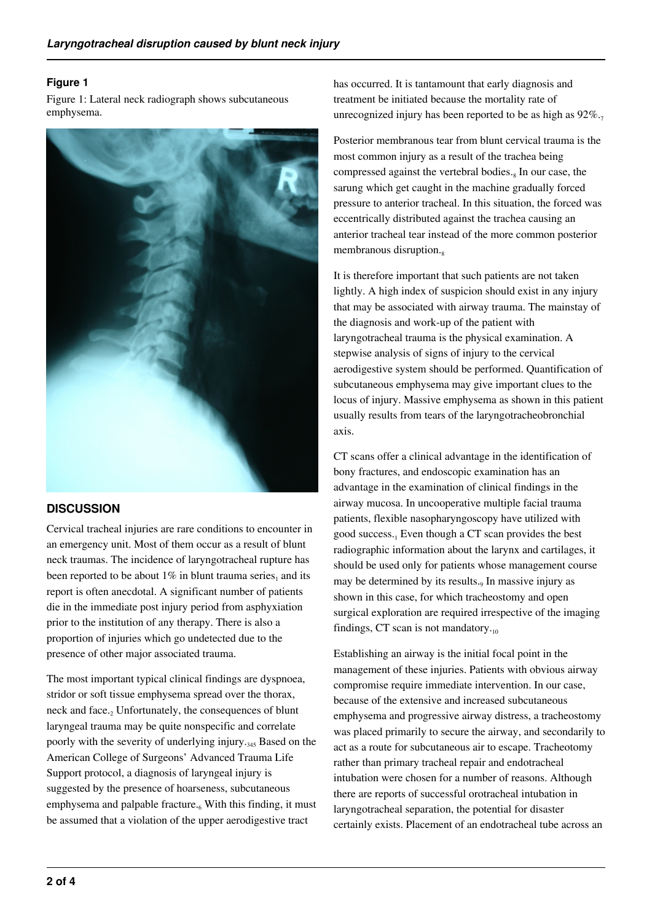### Figure 1

Figure 1: Lateral neck radiograph shows subcutaneous emphysema.

## DISCUSSION

Cervical tracheal injuries are rare conditions to encounter in an emergency unit. Most of them occur as a result of blunt neck traumas. The incidence of laryngotracheal rupture has been reported to be about 1% in blunt trauma series[1] and its report is often anecdotal. A significant number of patients die in the immediate post injury period from asphyxiation prior to the institution of any therapy. There is also a proportion of injuries which go undetected due to the presence of other major associated trauma.

The most important typical clinical findings are dyspnoea, stridor or soft tissue emphysema spread over the thorax, neck and face.[2] Unfortunately, the consequences of blunt laryngeal trauma may be quite nonspecific and correlate poorly with the severity of underlying injury.[345] Based on the American College of Surgeons' Advanced Trauma Life Support protocol, a diagnosis of laryngeal injury is suggested by the presence of hoarseness, subcutaneous emphysema and palpable fracture.[6] With this finding, it must be assumed that a violation of the upper aerodigestive tract has occurred. It is tantamount that early diagnosis and treatment be initiated because the mortality rate of unrecognized injury has been reported to be as high as 92%.[7]

Posterior membranous tear from blunt cervical trauma is the most common injury as a result of the trachea being compressed against the vertebral bodies.[8] In our case, the sarung which get caught in the machine gradually forced pressure to anterior tracheal. In this situation, the forced was eccentrically distributed against the trachea causing an anterior tracheal tear instead of the more common posterior membranous disruption.[8]

It is therefore important that such patients are not taken lightly. A high index of suspicion should exist in any injury that may be associated with airway trauma. The mainstay of the diagnosis and work-up of the patient with laryngotracheal trauma is the physical examination. A stepwise analysis of signs of injury to the cervical aerodigestive system should be performed. Quantification of subcutaneous emphysema may give important clues to the locus of injury. Massive emphysema as shown in this patient usually results from tears of the laryngotracheobronchial axis.

CT scans offer a clinical advantage in the identification of bony fractures, and endoscopic examination has an advantage in the examination of clinical findings in the airway mucosa. In uncooperative multiple facial trauma patients, flexible nasopharyngoscopy have utilized with good success.[1] Even though a CT scan provides the best radiographic information about the larynx and cartilages, it should be used only for patients whose management course may be determined by its results.[9] In massive injury as shown in this case, for which tracheostomy and open surgical exploration are required irrespective of the imaging findings, CT scan is not mandatory.[10]

Establishing an airway is the initial focal point in the management of these injuries. Patients with obvious airway compromise require immediate intervention. In our case, because of the extensive and increased subcutaneous emphysema and progressive airway distress, a tracheostomy was placed primarily to secure the airway, and secondarily to act as a route for subcutaneous air to escape. Tracheotomy rather than primary tracheal repair and endotracheal intubation were chosen for a number of reasons. Although there are reports of successful orotracheal intubation in laryngotracheal separation, the potential for disaster certainly exists. Placement of an endotracheal tube across an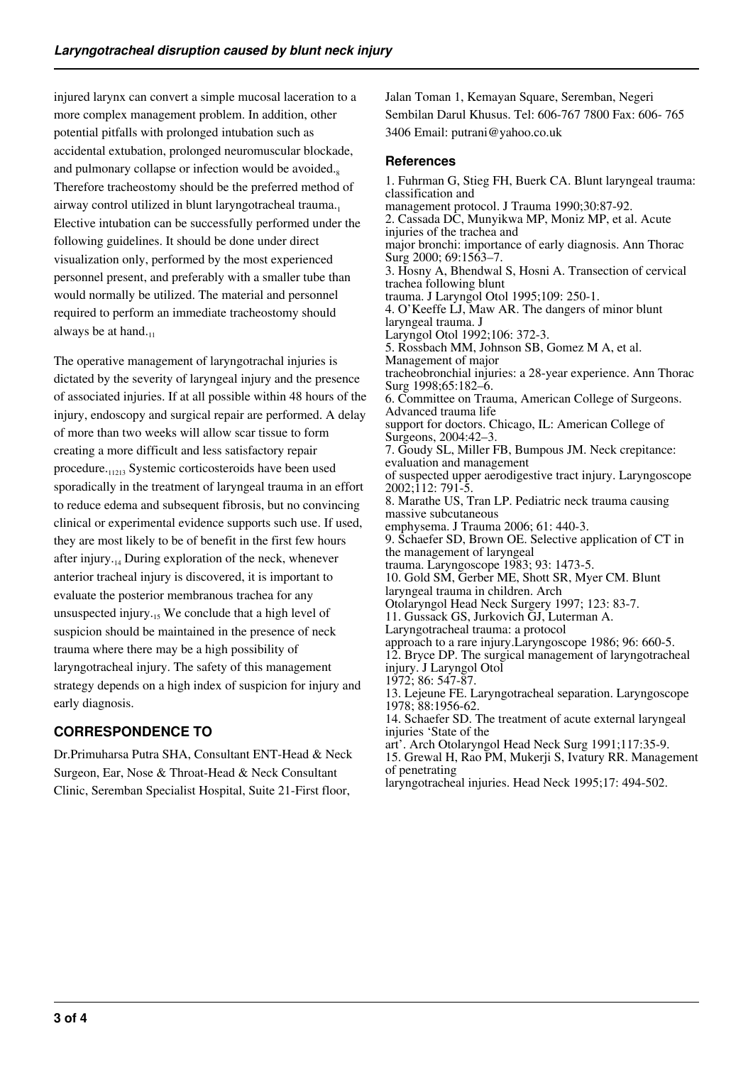injured larynx can convert a simple mucosal laceration to a more complex management problem. In addition, other potential pitfalls with prolonged intubation such as accidental extubation, prolonged neuromuscular blockade, and pulmonary collapse or infection would be avoided.[8] Therefore tracheostomy should be the preferred method of airway control utilized in blunt laryngotracheal trauma.[1] Elective intubation can be successfully performed under the following guidelines. It should be done under direct visualization only, performed by the most experienced personnel present, and preferably with a smaller tube than would normally be utilized. The material and personnel required to perform an immediate tracheostomy should always be at hand.[11]

The operative management of laryngotrachal injuries is dictated by the severity of laryngeal injury and the presence of associated injuries. If at all possible within 48 hours of the injury, endoscopy and surgical repair are performed. A delay of more than two weeks will allow scar tissue to form creating a more difficult and less satisfactory repair procedure.[11,12,13] Systemic corticosteroids have been used sporadically in the treatment of laryngeal trauma in an effort to reduce edema and subsequent fibrosis, but no convincing clinical or experimental evidence supports such use. If used, they are most likely to be of benefit in the first few hours after injury.[14] During exploration of the neck, whenever anterior tracheal injury is discovered, it is important to evaluate the posterior membranous trachea for any unsuspected injury.[15] We conclude that a high level of suspicion should be maintained in the presence of neck trauma where there may be a high possibility of laryngotracheal injury. The safety of this management strategy depends on a high index of suspicion for injury and early diagnosis.

## CORRESPONDENCE TO

Dr.Primuharsa Putra SHA, Consultant ENT-Head & Neck Surgeon, Ear, Nose & Throat-Head & Neck Consultant Clinic, Seremban Specialist Hospital, Suite 21-First floor, Jalan Toman 1, Kemayan Square, Seremban, Negeri Sembilan Darul Khusus. Tel: 606-767 7800 Fax: 606- 765 3406 Email: putrani@yahoo.co.uk

## References

1. Fuhrman G, Stieg FH, Buerk CA. Blunt laryngeal trauma: classification and management protocol. J Trauma 1990;30:87-92.
2. Cassada DC, Munyikwa MP, Moniz MP, et al. Acute injuries of the trachea and major bronchi: importance of early diagnosis. Ann Thorac Surg 2000; 69:1563–7.
3. Hosny A, Bhendwal S, Hosni A. Transection of cervical trachea following blunt trauma. J Laryngol Otol 1995;109: 250-1.
4. O'Keeffe LJ, Maw AR. The dangers of minor blunt laryngeal trauma. J Laryngol Otol 1992;106: 372-3.
5. Rossbach MM, Johnson SB, Gomez M A, et al. Management of major tracheobronchial injuries: a 28-year experience. Ann Thorac Surg 1998;65:182–6.
6. Committee on Trauma, American College of Surgeons. Advanced trauma life support for doctors. Chicago, IL: American College of Surgeons, 2004:42–3.
7. Goudy SL, Miller FB, Bumpous JM. Neck crepitance: evaluation and management of suspected upper aerodigestive tract injury. Laryngoscope 2002;112: 791-5.
8. Marathe US, Tran LP. Pediatric neck trauma causing massive subcutaneous emphysema. J Trauma 2006; 61: 440-3.
9. Schaefer SD, Brown OE. Selective application of CT in the management of laryngeal trauma. Laryngoscope 1983; 93: 1473-5.
10. Gold SM, Gerber ME, Shott SR, Myer CM. Blunt laryngeal trauma in children. Arch Otolaryngol Head Neck Surgery 1997; 123: 83-7.
11. Gussack GS, Jurkovich GJ, Luterman A. Laryngotracheal trauma: a protocol approach to a rare injury.Laryngoscope 1986; 96: 660-5.
12. Bryce DP. The surgical management of laryngotracheal injury. J Laryngol Otol 1972; 86: 547-87.
13. Lejeune FE. Laryngotracheal separation. Laryngoscope 1978; 88:1956-62.
14. Schaefer SD. The treatment of acute external laryngeal injuries 'State of the art'. Arch Otolaryngol Head Neck Surg 1991;117:35-9.
15. Grewal H, Rao PM, Mukerji S, Ivatury RR. Management of penetrating laryngotracheal injuries. Head Neck 1995;17: 494-502.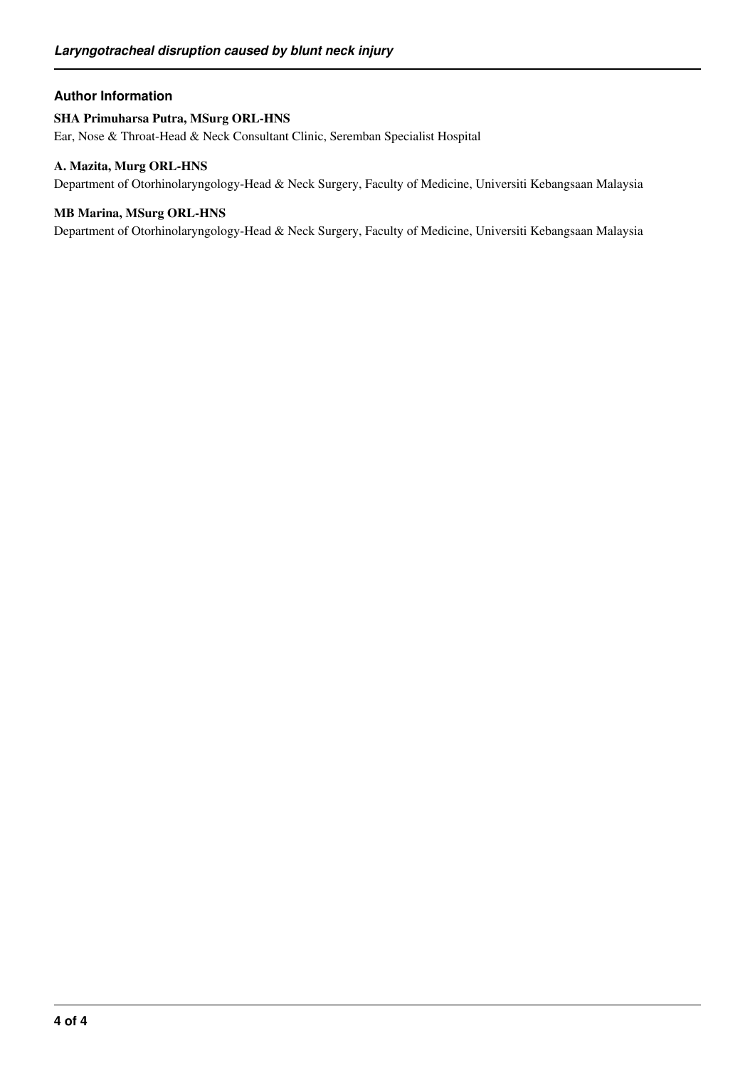## Author Information

**SHA Primuharsa Putra, MSurg ORL-HNS**
Ear, Nose & Throat-Head & Neck Consultant Clinic, Seremban Specialist Hospital

**A. Mazita, Murg ORL-HNS**
Department of Otorhinolaryngology-Head & Neck Surgery, Faculty of Medicine, Universiti Kebangsaan Malaysia

**MB Marina, MSurg ORL-HNS**
Department of Otorhinolaryngology-Head & Neck Surgery, Faculty of Medicine, Universiti Kebangsaan Malaysia